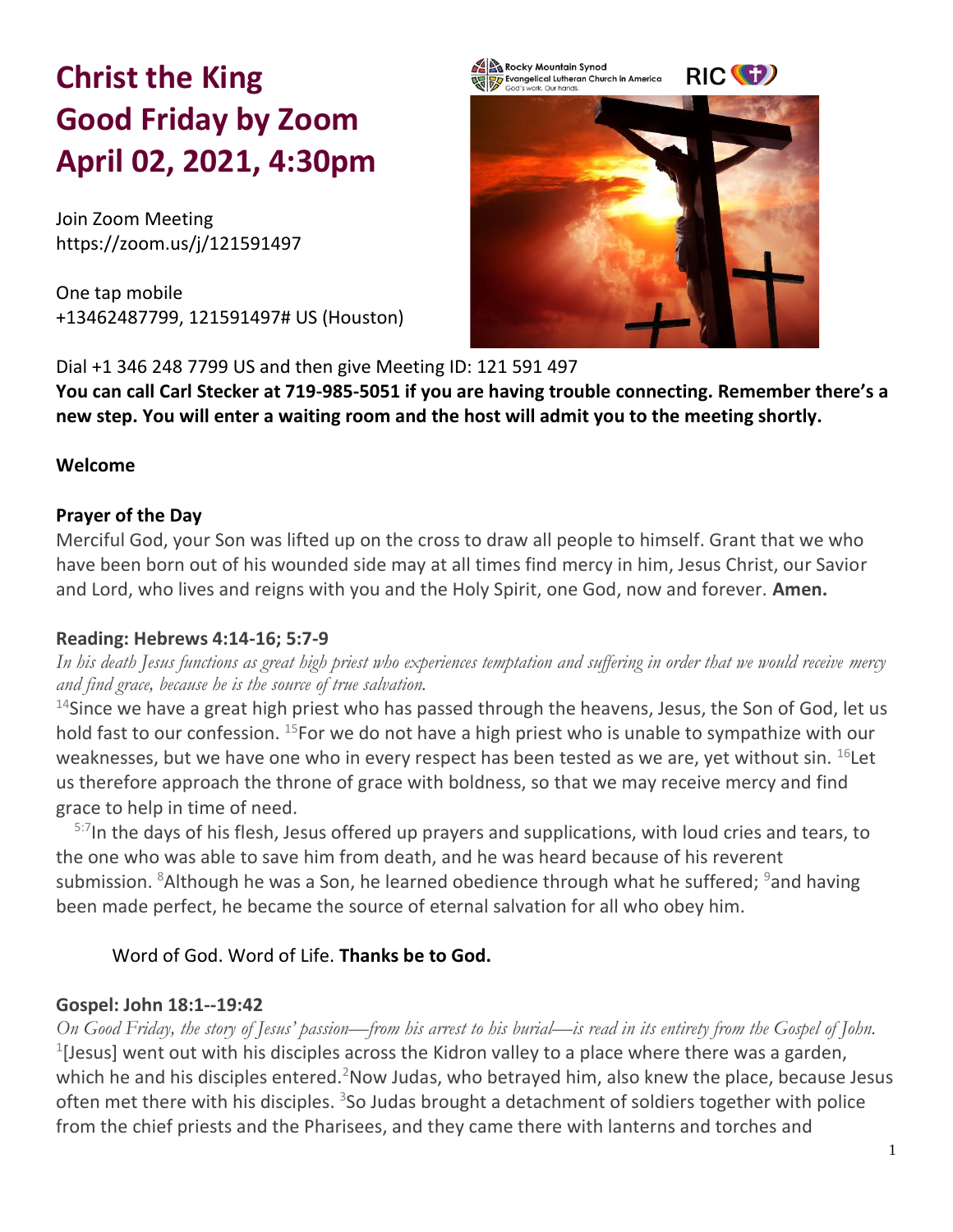# Christ the King
# Good Friday by Zoom
# April 02, 2021, 4:30pm

Join Zoom Meeting
https://zoom.us/j/121591497

One tap mobile
+13462487799, 121591497# US (Houston)

Dial +1 346 248 7799 US and then give Meeting ID: 121 591 497

**You can call Carl Stecker at 719-985-5051 if you are having trouble connecting. Remember there's a new step. You will enter a waiting room and the host will admit you to the meeting shortly.**

**Welcome**

**Prayer of the Day**

Merciful God, your Son was lifted up on the cross to draw all people to himself. Grant that we who have been born out of his wounded side may at all times find mercy in him, Jesus Christ, our Savior and Lord, who lives and reigns with you and the Holy Spirit, one God, now and forever. **Amen.**

**Reading: Hebrews 4:14-16; 5:7-9**

*In his death Jesus functions as great high priest who experiences temptation and suffering in order that we would receive mercy and find grace, because he is the source of true salvation.*

[14]Since we have a great high priest who has passed through the heavens, Jesus, the Son of God, let us hold fast to our confession. [15]For we do not have a high priest who is unable to sympathize with our weaknesses, but we have one who in every respect has been tested as we are, yet without sin. [16]Let us therefore approach the throne of grace with boldness, so that we may receive mercy and find grace to help in time of need.

[5:7]In the days of his flesh, Jesus offered up prayers and supplications, with loud cries and tears, to the one who was able to save him from death, and he was heard because of his reverent submission. [8]Although he was a Son, he learned obedience through what he suffered; [9]and having been made perfect, he became the source of eternal salvation for all who obey him.

Word of God. Word of Life. **Thanks be to God.**

**Gospel: John 18:1--19:42**

*On Good Friday, the story of Jesus' passion—from his arrest to his burial—is read in its entirety from the Gospel of John.*

[1][Jesus] went out with his disciples across the Kidron valley to a place where there was a garden, which he and his disciples entered.[2]Now Judas, who betrayed him, also knew the place, because Jesus often met there with his disciples. [3]So Judas brought a detachment of soldiers together with police from the chief priests and the Pharisees, and they came there with lanterns and torches and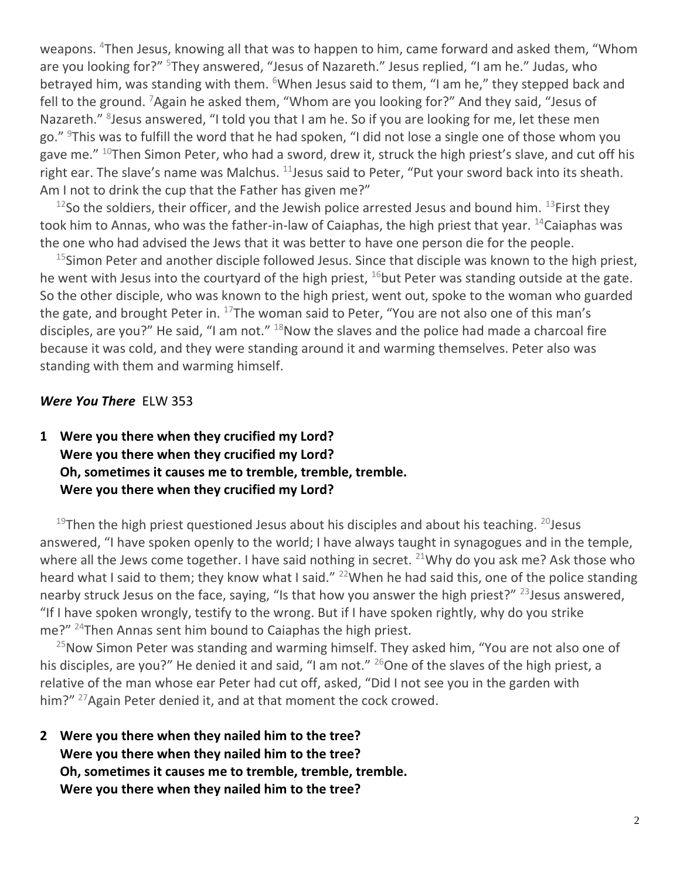weapons. [4]Then Jesus, knowing all that was to happen to him, came forward and asked them, "Whom are you looking for?" [5]They answered, "Jesus of Nazareth." Jesus replied, "I am he." Judas, who betrayed him, was standing with them. [6]When Jesus said to them, "I am he," they stepped back and fell to the ground. [7]Again he asked them, "Whom are you looking for?" And they said, "Jesus of Nazareth." [8]Jesus answered, "I told you that I am he. So if you are looking for me, let these men go." [9]This was to fulfill the word that he had spoken, "I did not lose a single one of those whom you gave me." [10]Then Simon Peter, who had a sword, drew it, struck the high priest's slave, and cut off his right ear. The slave's name was Malchus. [11]Jesus said to Peter, "Put your sword back into its sheath. Am I not to drink the cup that the Father has given me?"

[12]So the soldiers, their officer, and the Jewish police arrested Jesus and bound him. [13]First they took him to Annas, who was the father-in-law of Caiaphas, the high priest that year. [14]Caiaphas was the one who had advised the Jews that it was better to have one person die for the people.

[15]Simon Peter and another disciple followed Jesus. Since that disciple was known to the high priest, he went with Jesus into the courtyard of the high priest, [16]but Peter was standing outside at the gate. So the other disciple, who was known to the high priest, went out, spoke to the woman who guarded the gate, and brought Peter in. [17]The woman said to Peter, "You are not also one of this man's disciples, are you?" He said, "I am not." [18]Now the slaves and the police had made a charcoal fire because it was cold, and they were standing around it and warming themselves. Peter also was standing with them and warming himself.

***Were You There*** ELW 353

**1 Were you there when they crucified my Lord?**
**Were you there when they crucified my Lord?**
**Oh, sometimes it causes me to tremble, tremble, tremble.**
**Were you there when they crucified my Lord?**

[19]Then the high priest questioned Jesus about his disciples and about his teaching. [20]Jesus answered, "I have spoken openly to the world; I have always taught in synagogues and in the temple, where all the Jews come together. I have said nothing in secret. [21]Why do you ask me? Ask those who heard what I said to them; they know what I said." [22]When he had said this, one of the police standing nearby struck Jesus on the face, saying, "Is that how you answer the high priest?" [23]Jesus answered, "If I have spoken wrongly, testify to the wrong. But if I have spoken rightly, why do you strike me?" [24]Then Annas sent him bound to Caiaphas the high priest.

[25]Now Simon Peter was standing and warming himself. They asked him, "You are not also one of his disciples, are you?" He denied it and said, "I am not." [26]One of the slaves of the high priest, a relative of the man whose ear Peter had cut off, asked, "Did I not see you in the garden with him?" [27]Again Peter denied it, and at that moment the cock crowed.

**2 Were you there when they nailed him to the tree?**
**Were you there when they nailed him to the tree?**
**Oh, sometimes it causes me to tremble, tremble, tremble.**
**Were you there when they nailed him to the tree?**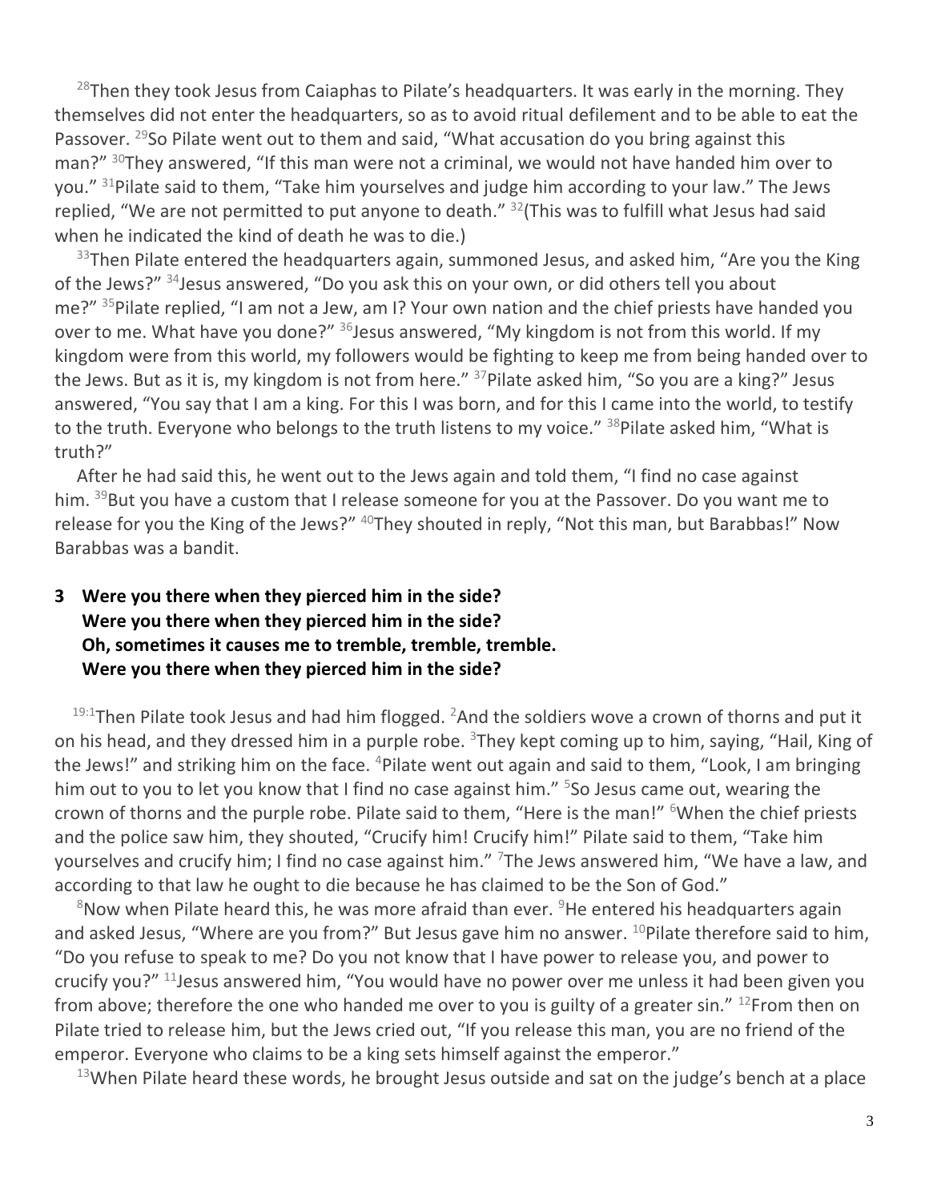[28]Then they took Jesus from Caiaphas to Pilate's headquarters. It was early in the morning. They themselves did not enter the headquarters, so as to avoid ritual defilement and to be able to eat the Passover. [29]So Pilate went out to them and said, "What accusation do you bring against this man?" [30]They answered, "If this man were not a criminal, we would not have handed him over to you." [31]Pilate said to them, "Take him yourselves and judge him according to your law." The Jews replied, "We are not permitted to put anyone to death." [32](This was to fulfill what Jesus had said when he indicated the kind of death he was to die.)

[33]Then Pilate entered the headquarters again, summoned Jesus, and asked him, "Are you the King of the Jews?" [34]Jesus answered, "Do you ask this on your own, or did others tell you about me?" [35]Pilate replied, "I am not a Jew, am I? Your own nation and the chief priests have handed you over to me. What have you done?" [36]Jesus answered, "My kingdom is not from this world. If my kingdom were from this world, my followers would be fighting to keep me from being handed over to the Jews. But as it is, my kingdom is not from here." [37]Pilate asked him, "So you are a king?" Jesus answered, "You say that I am a king. For this I was born, and for this I came into the world, to testify to the truth. Everyone who belongs to the truth listens to my voice." [38]Pilate asked him, "What is truth?"

After he had said this, he went out to the Jews again and told them, "I find no case against him. [39]But you have a custom that I release someone for you at the Passover. Do you want me to release for you the King of the Jews?" [40]They shouted in reply, "Not this man, but Barabbas!" Now Barabbas was a bandit.

**3 Were you there when they pierced him in the side?**
**Were you there when they pierced him in the side?**
**Oh, sometimes it causes me to tremble, tremble, tremble.**
**Were you there when they pierced him in the side?**

[19:1]Then Pilate took Jesus and had him flogged. [2]And the soldiers wove a crown of thorns and put it on his head, and they dressed him in a purple robe. [3]They kept coming up to him, saying, "Hail, King of the Jews!" and striking him on the face. [4]Pilate went out again and said to them, "Look, I am bringing him out to you to let you know that I find no case against him." [5]So Jesus came out, wearing the crown of thorns and the purple robe. Pilate said to them, "Here is the man!" [6]When the chief priests and the police saw him, they shouted, "Crucify him! Crucify him!" Pilate said to them, "Take him yourselves and crucify him; I find no case against him." [7]The Jews answered him, "We have a law, and according to that law he ought to die because he has claimed to be the Son of God."

[8]Now when Pilate heard this, he was more afraid than ever. [9]He entered his headquarters again and asked Jesus, "Where are you from?" But Jesus gave him no answer. [10]Pilate therefore said to him, "Do you refuse to speak to me? Do you not know that I have power to release you, and power to crucify you?" [11]Jesus answered him, "You would have no power over me unless it had been given you from above; therefore the one who handed me over to you is guilty of a greater sin." [12]From then on Pilate tried to release him, but the Jews cried out, "If you release this man, you are no friend of the emperor. Everyone who claims to be a king sets himself against the emperor."

[13]When Pilate heard these words, he brought Jesus outside and sat on the judge's bench at a place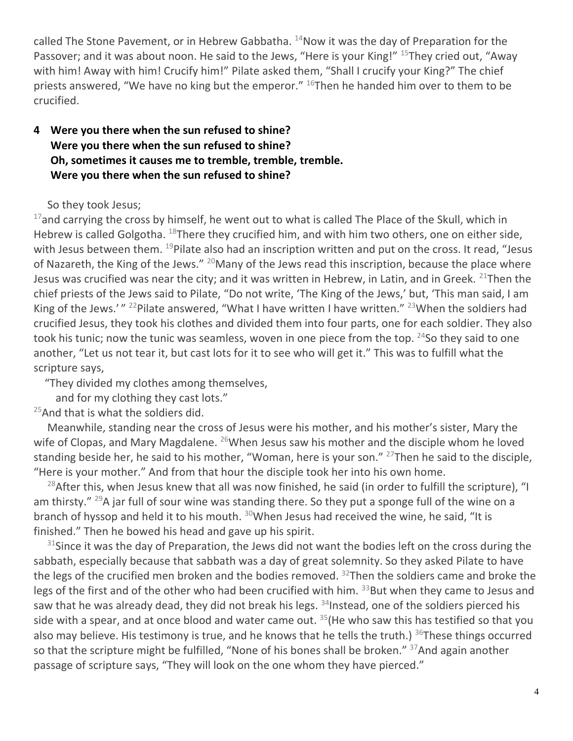called The Stone Pavement, or in Hebrew Gabbatha. [14]Now it was the day of Preparation for the Passover; and it was about noon. He said to the Jews, "Here is your King!" [15]They cried out, "Away with him! Away with him! Crucify him!" Pilate asked them, "Shall I crucify your King?" The chief priests answered, "We have no king but the emperor." [16]Then he handed him over to them to be crucified.

**4 Were you there when the sun refused to shine?**
**Were you there when the sun refused to shine?**
**Oh, sometimes it causes me to tremble, tremble, tremble.**
**Were you there when the sun refused to shine?**

So they took Jesus;
[17]and carrying the cross by himself, he went out to what is called The Place of the Skull, which in Hebrew is called Golgotha. [18]There they crucified him, and with him two others, one on either side, with Jesus between them. [19]Pilate also had an inscription written and put on the cross. It read, "Jesus of Nazareth, the King of the Jews." [20]Many of the Jews read this inscription, because the place where Jesus was crucified was near the city; and it was written in Hebrew, in Latin, and in Greek. [21]Then the chief priests of the Jews said to Pilate, "Do not write, 'The King of the Jews,' but, 'This man said, I am King of the Jews.' " [22]Pilate answered, "What I have written I have written." [23]When the soldiers had crucified Jesus, they took his clothes and divided them into four parts, one for each soldier. They also took his tunic; now the tunic was seamless, woven in one piece from the top. [24]So they said to one another, "Let us not tear it, but cast lots for it to see who will get it." This was to fulfill what the scripture says,

"They divided my clothes among themselves,
and for my clothing they cast lots."

[25]And that is what the soldiers did.

Meanwhile, standing near the cross of Jesus were his mother, and his mother's sister, Mary the wife of Clopas, and Mary Magdalene. [26]When Jesus saw his mother and the disciple whom he loved standing beside her, he said to his mother, "Woman, here is your son." [27]Then he said to the disciple, "Here is your mother." And from that hour the disciple took her into his own home.

[28]After this, when Jesus knew that all was now finished, he said (in order to fulfill the scripture), "I am thirsty." [29]A jar full of sour wine was standing there. So they put a sponge full of the wine on a branch of hyssop and held it to his mouth. [30]When Jesus had received the wine, he said, "It is finished." Then he bowed his head and gave up his spirit.

[31]Since it was the day of Preparation, the Jews did not want the bodies left on the cross during the sabbath, especially because that sabbath was a day of great solemnity. So they asked Pilate to have the legs of the crucified men broken and the bodies removed. [32]Then the soldiers came and broke the legs of the first and of the other who had been crucified with him. [33]But when they came to Jesus and saw that he was already dead, they did not break his legs. [34]Instead, one of the soldiers pierced his side with a spear, and at once blood and water came out. [35](He who saw this has testified so that you also may believe. His testimony is true, and he knows that he tells the truth.) [36]These things occurred so that the scripture might be fulfilled, "None of his bones shall be broken." [37]And again another passage of scripture says, "They will look on the one whom they have pierced."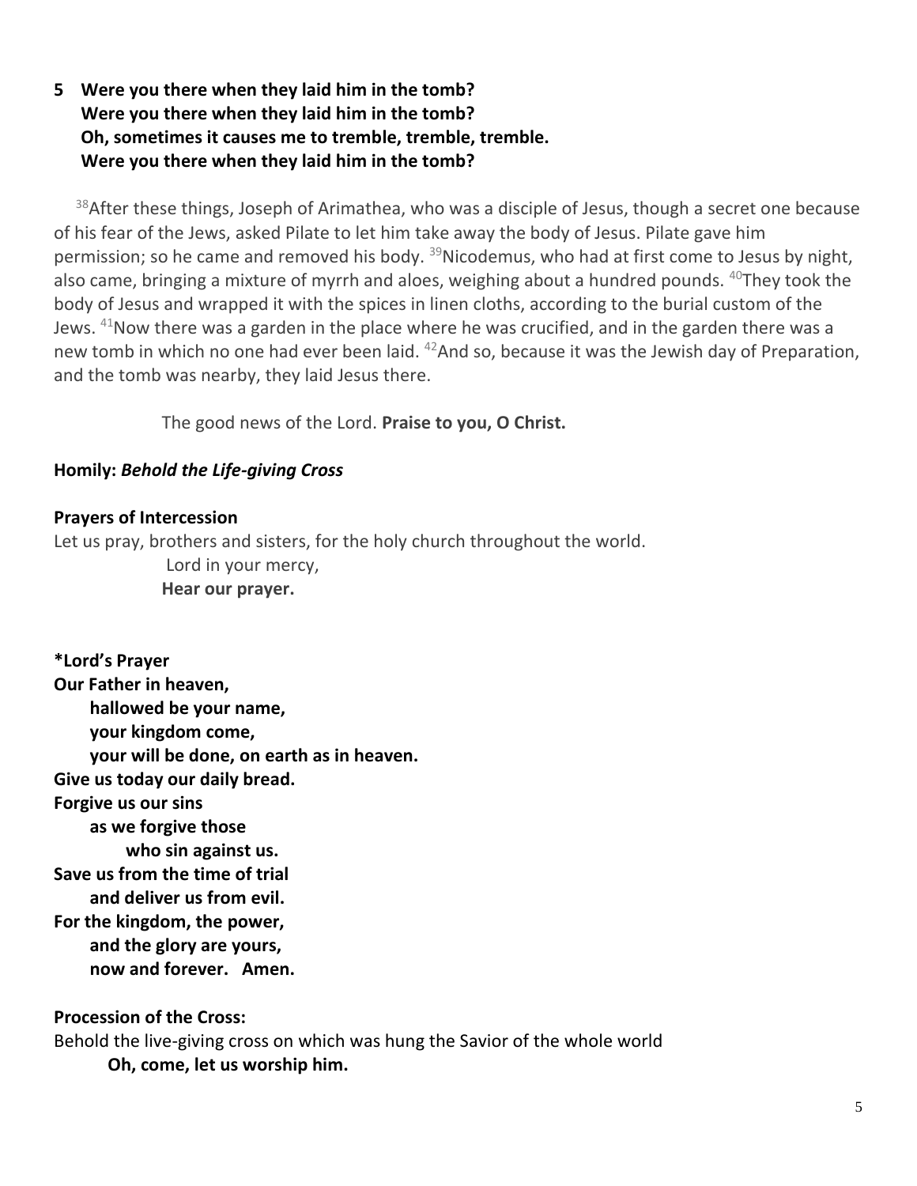**5 Were you there when they laid him in the tomb?**
**Were you there when they laid him in the tomb?**
**Oh, sometimes it causes me to tremble, tremble, tremble.**
**Were you there when they laid him in the tomb?**

[38]After these things, Joseph of Arimathea, who was a disciple of Jesus, though a secret one because of his fear of the Jews, asked Pilate to let him take away the body of Jesus. Pilate gave him permission; so he came and removed his body. [39]Nicodemus, who had at first come to Jesus by night, also came, bringing a mixture of myrrh and aloes, weighing about a hundred pounds. [40]They took the body of Jesus and wrapped it with the spices in linen cloths, according to the burial custom of the Jews. [41]Now there was a garden in the place where he was crucified, and in the garden there was a new tomb in which no one had ever been laid. [42]And so, because it was the Jewish day of Preparation, and the tomb was nearby, they laid Jesus there.

The good news of the Lord. **Praise to you, O Christ.**

**Homily:** ***Behold the Life-giving Cross***

**Prayers of Intercession**

Let us pray, brothers and sisters, for the holy church throughout the world.
Lord in your mercy,
**Hear our prayer.**

**\*Lord's Prayer**

**Our Father in heaven,**
**hallowed be your name,**
**your kingdom come,**
**your will be done, on earth as in heaven.**
**Give us today our daily bread.**
**Forgive us our sins**
**as we forgive those**
**who sin against us.**
**Save us from the time of trial**
**and deliver us from evil.**
**For the kingdom, the power,**
**and the glory are yours,**
**now and forever. Amen.**

**Procession of the Cross:**

Behold the live-giving cross on which was hung the Savior of the whole world
**Oh, come, let us worship him.**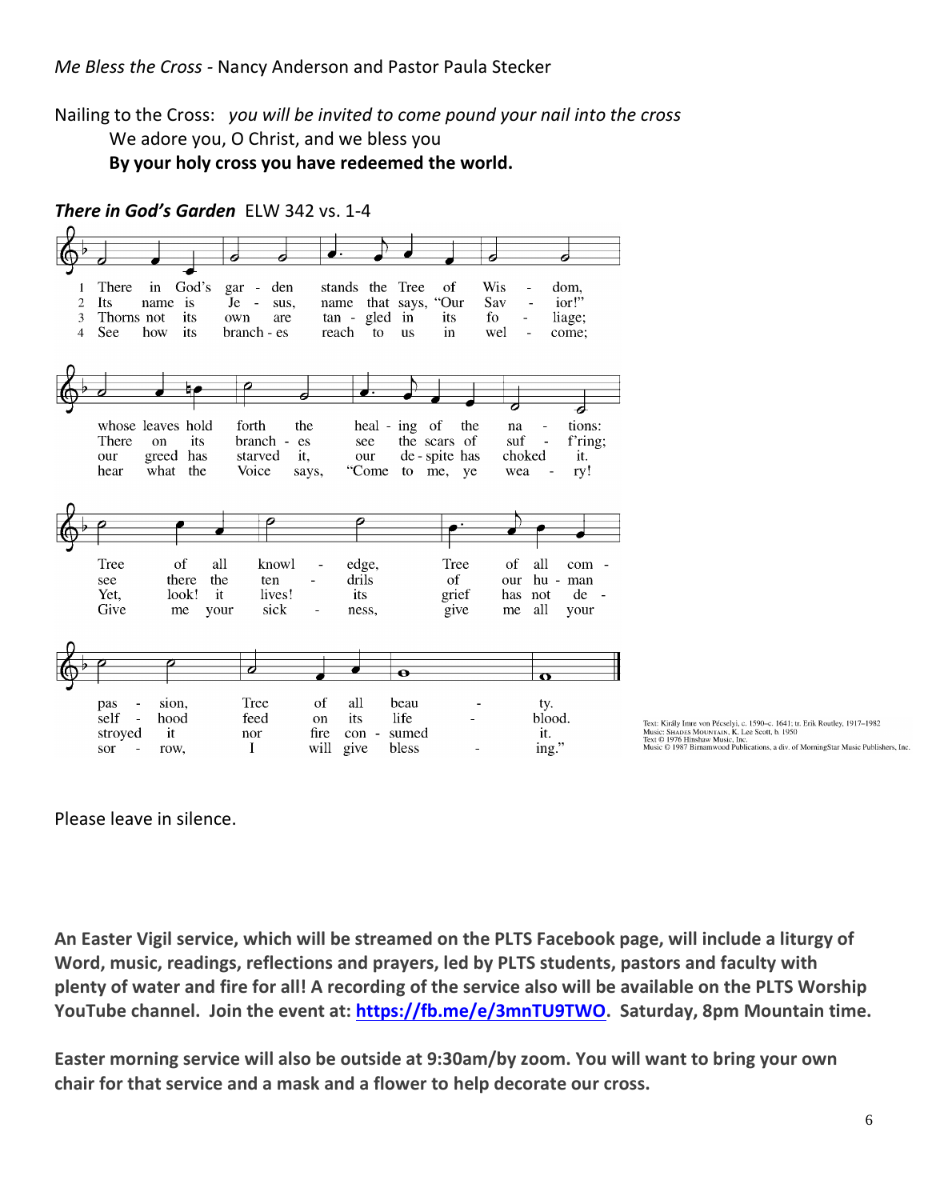*Me Bless the Cross* - Nancy Anderson and Pastor Paula Stecker

Nailing to the Cross: *you will be invited to come pound your nail into the cross*

We adore you, O Christ, and we bless you

**By your holy cross you have redeemed the world.**

***There in God's Garden*** ELW 342 vs. 1-4

1 There in God's garden stands the Tree of Wisdom, whose leaves hold forth the healing of the nations: Tree of all knowledge, Tree of all compassion, Tree of all beauty.

2 Its name is Jesus, name that says, "Our Savior!" There on its branches see the scars of suff'ring; see there the tendrils of our human selfhood feed on its lifeblood.

3 Thorns not its own are tangled in its foliage; our greed has starved it, our despite has choked it. Yet, look! it lives! its grief has not destroyed it nor fire consumed it.

4 See how its branches reach to us in welcome; hear what the Voice says, "Come to me, ye weary! Give me your sickness, give me all your sorrow, I will give blessing."

Text: Király Imre von Pécselyi, c. 1590–c. 1641; tr. Erik Routley, 1917–1982
Music: SHADES MOUNTAIN, K. Lee Scott, b. 1950
Text © 1976 Hinshaw Music, Inc.
Music © 1987 Birnamwood Publications, a div. of MorningStar Music Publishers, Inc.

Please leave in silence.

**An Easter Vigil service, which will be streamed on the PLTS Facebook page, will include a liturgy of Word, music, readings, reflections and prayers, led by PLTS students, pastors and faculty with plenty of water and fire for all! A recording of the service also will be available on the PLTS Worship YouTube channel. Join the event at: [https://fb.me/e/3mnTU9TWO](https://fb.me/e/3mnTU9TWO). Saturday, 8pm Mountain time.**

**Easter morning service will also be outside at 9:30am/by zoom. You will want to bring your own chair for that service and a mask and a flower to help decorate our cross.**